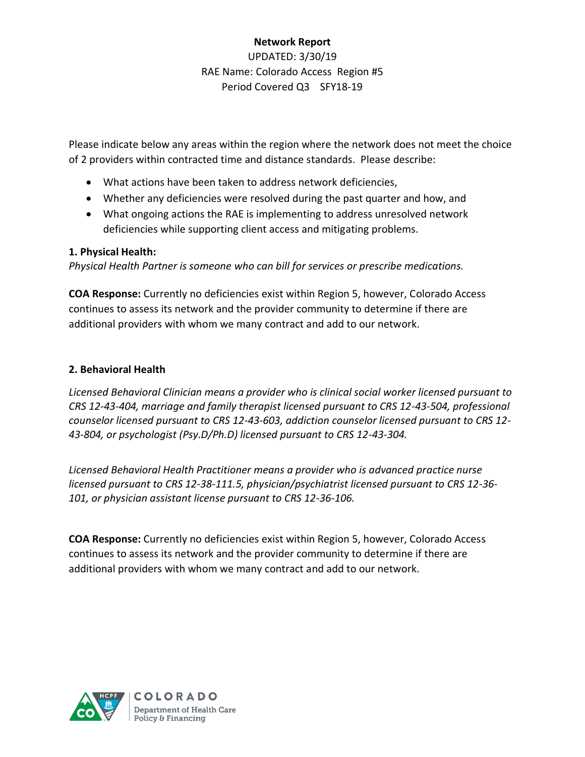**Network Report**

UPDATED: 3/30/19

RAE Name: Colorado Access Region #5

Period Covered Q3 SFY18-19

Please indicate below any areas within the region where the network does not meet the choice of 2 providers within contracted time and distance standards. Please describe:

- What actions have been taken to address network deficiencies,
- Whether any deficiencies were resolved during the past quarter and how, and
- What ongoing actions the RAE is implementing to address unresolved network deficiencies while supporting client access and mitigating problems.

**1. Physical Health:**

*Physical Health Partner is someone who can bill for services or prescribe medications.*

**COA Response:** Currently no deficiencies exist within Region 5, however, Colorado Access continues to assess its network and the provider community to determine if there are additional providers with whom we many contract and add to our network.

**2. Behavioral Health**

*Licensed Behavioral Clinician means a provider who is clinical social worker licensed pursuant to CRS 12-43-404, marriage and family therapist licensed pursuant to CRS 12-43-504, professional counselor licensed pursuant to CRS 12-43-603, addiction counselor licensed pursuant to CRS 12-43-804, or psychologist (Psy.D/Ph.D) licensed pursuant to CRS 12-43-304.*

*Licensed Behavioral Health Practitioner means a provider who is advanced practice nurse licensed pursuant to CRS 12-38-111.5, physician/psychiatrist licensed pursuant to CRS 12-36-101, or physician assistant license pursuant to CRS 12-36-106.*

**COA Response:** Currently no deficiencies exist within Region 5, however, Colorado Access continues to assess its network and the provider community to determine if there are additional providers with whom we many contract and add to our network.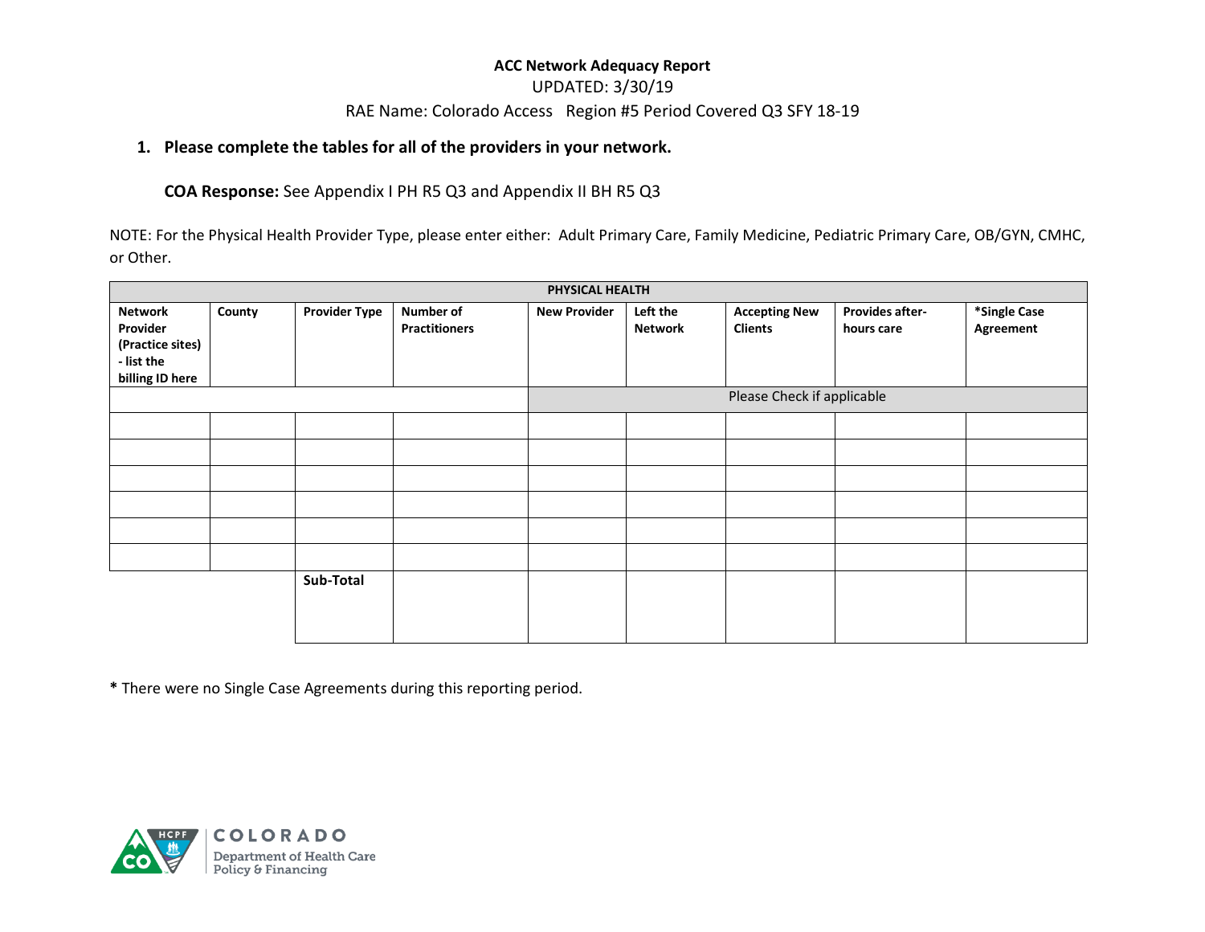**ACC Network Adequacy Report**

UPDATED: 3/30/19

RAE Name: Colorado Access Region #5 Period Covered Q3 SFY 18-19

1. **Please complete the tables for all of the providers in your network.**

   **COA Response:** See Appendix I PH R5 Q3 and Appendix II BH R5 Q3

NOTE: For the Physical Health Provider Type, please enter either: Adult Primary Care, Family Medicine, Pediatric Primary Care, OB/GYN, CMHC, or Other.

| PHYSICAL HEALTH | | | | | | | | |
|---|---|---|---|---|---|---|---|---|
| **Network Provider (Practice sites) - list the billing ID here** | **County** | **Provider Type** | **Number of Practitioners** | **New Provider** | **Left the Network** | **Accepting New Clients** | **Provides after-hours care** | ***Single Case Agreement** |
| | | | | Please Check if applicable | | | | |
| | | | | | | | | |
| | | | | | | | | |
| | | | | | | | | |
| | | | | | | | | |
| | | | | | | | | |
| | | | | | | | | |
| | | **Sub-Total** | | | | | | |

**\*** There were no Single Case Agreements during this reporting period.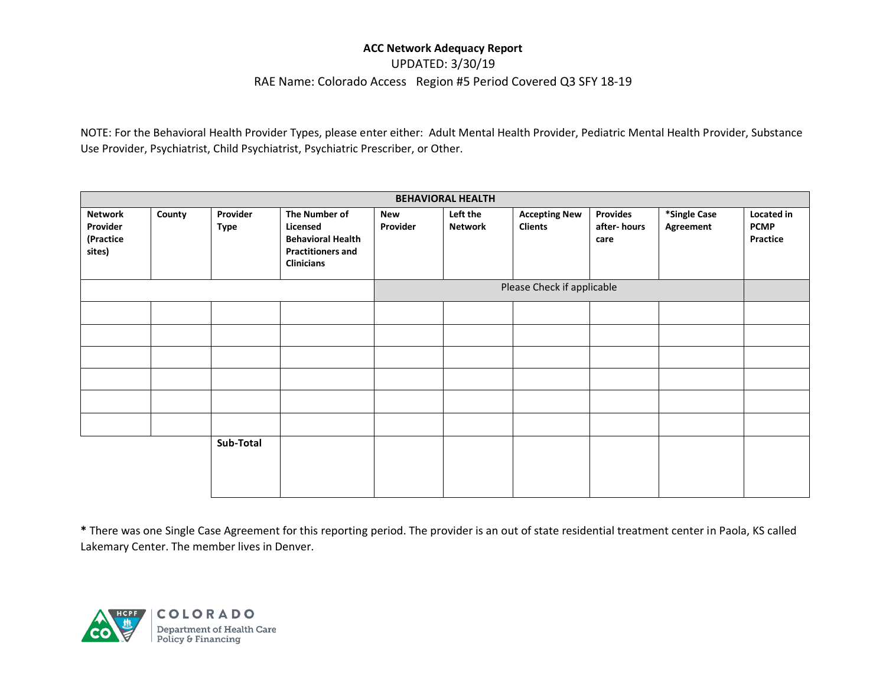**ACC Network Adequacy Report**

UPDATED: 3/30/19

RAE Name: Colorado Access Region #5 Period Covered Q3 SFY 18-19

NOTE: For the Behavioral Health Provider Types, please enter either: Adult Mental Health Provider, Pediatric Mental Health Provider, Substance Use Provider, Psychiatrist, Child Psychiatrist, Psychiatric Prescriber, or Other.

| **BEHAVIORAL HEALTH** | | | | | | | | | |
|---|---|---|---|---|---|---|---|---|---|
| **Network Provider (Practice sites)** | **County** | **Provider Type** | **The Number of Licensed Behavioral Health Practitioners and Clinicians** | **New Provider** | **Left the Network** | **Accepting New Clients** | **Provides after- hours care** | ***Single Case Agreement** | **Located in PCMP Practice** |
| | | | | Please Check if applicable | | | | | |
| | | | | | | | | | |
| | | | | | | | | | |
| | | | | | | | | | |
| | | | | | | | | | |
| | | | | | | | | | |
| | | | | | | | | | |
| | | **Sub-Total** | | | | | | | |

**\*** There was one Single Case Agreement for this reporting period. The provider is an out of state residential treatment center in Paola, KS called Lakemary Center. The member lives in Denver.

COLORADO Department of Health Care Policy & Financing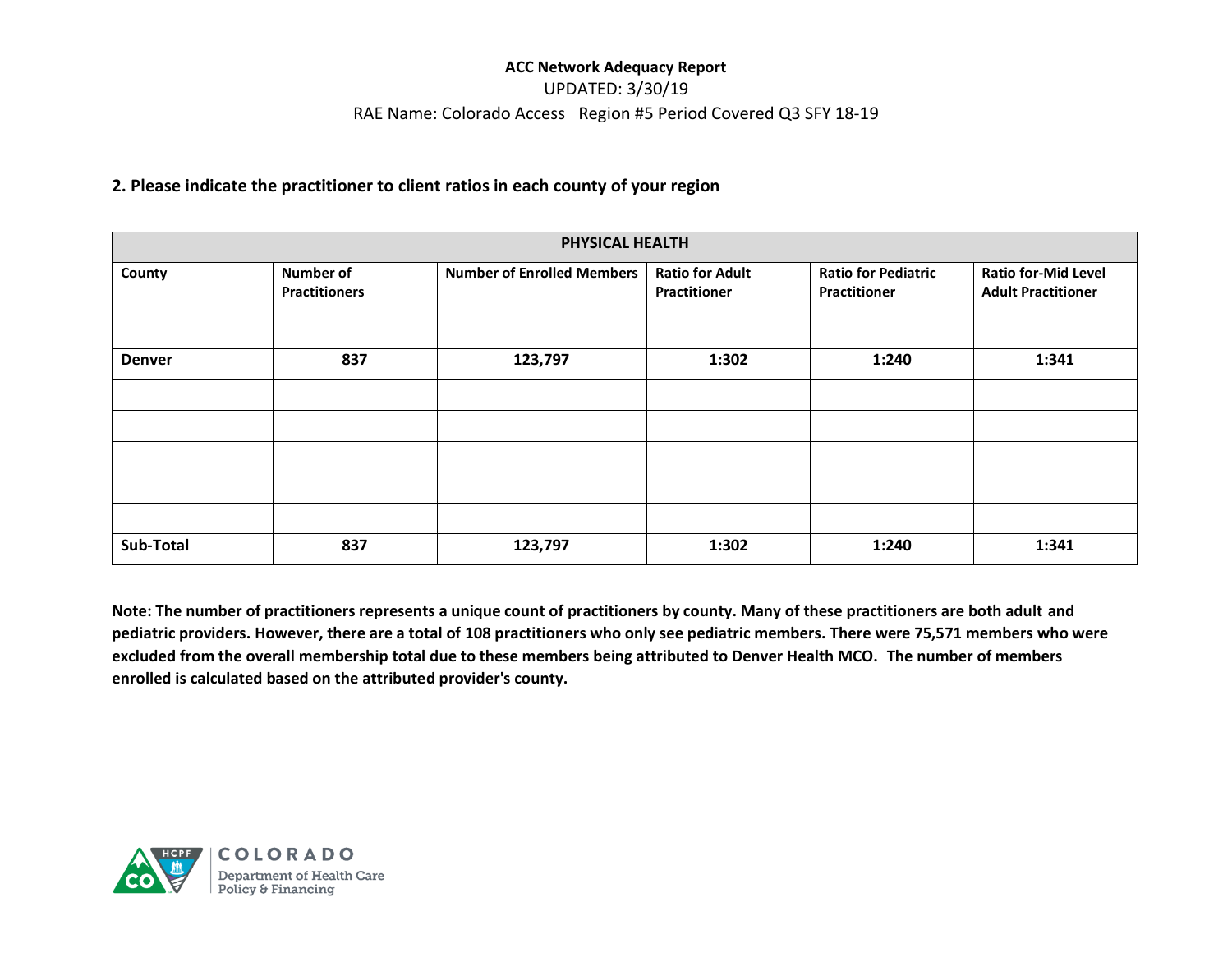**ACC Network Adequacy Report**

UPDATED: 3/30/19

RAE Name: Colorado Access   Region #5 Period Covered Q3 SFY 18-19

## 2. Please indicate the practitioner to client ratios in each county of your region

| PHYSICAL HEALTH | | | | | |
|---|---|---|---|---|---|
| **County** | **Number of Practitioners** | **Number of Enrolled Members** | **Ratio for Adult Practitioner** | **Ratio for Pediatric Practitioner** | **Ratio for-Mid Level Adult Practitioner** |
| **Denver** | **837** | **123,797** | **1:302** | **1:240** | **1:341** |
| | | | | | |
| | | | | | |
| | | | | | |
| | | | | | |
| | | | | | |
| **Sub-Total** | **837** | **123,797** | **1:302** | **1:240** | **1:341** |

**Note: The number of practitioners represents a unique count of practitioners by county. Many of these practitioners are both adult and pediatric providers. However, there are a total of 108 practitioners who only see pediatric members. There were 75,571 members who were excluded from the overall membership total due to these members being attributed to Denver Health MCO. The number of members enrolled is calculated based on the attributed provider's county.**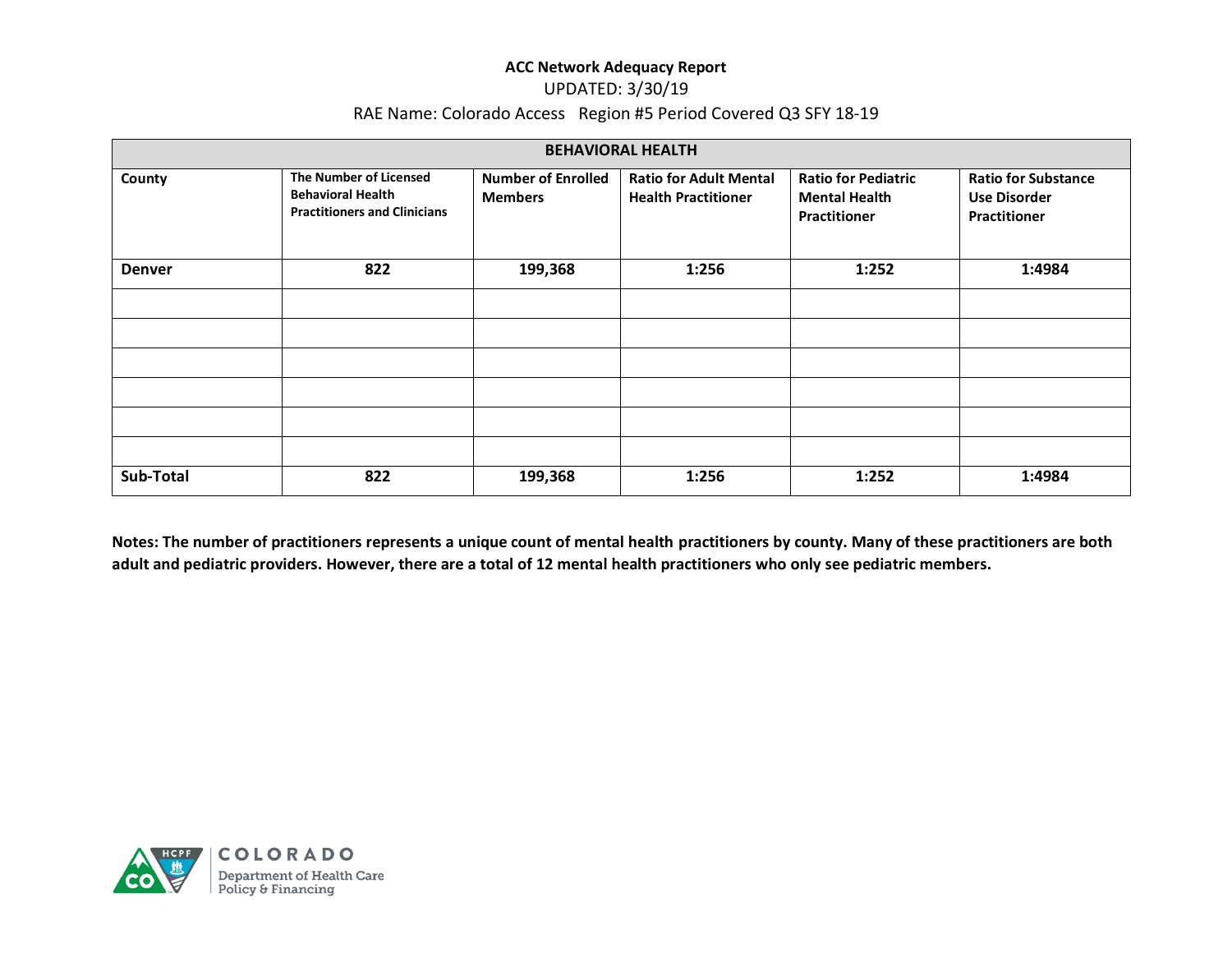**ACC Network Adequacy Report**

UPDATED: 3/30/19

RAE Name: Colorado Access Region #5 Period Covered Q3 SFY 18-19

| BEHAVIORAL HEALTH | | | | | |
|---|---|---|---|---|---|
| **County** | **The Number of Licensed Behavioral Health Practitioners and Clinicians** | **Number of Enrolled Members** | **Ratio for Adult Mental Health Practitioner** | **Ratio for Pediatric Mental Health Practitioner** | **Ratio for Substance Use Disorder Practitioner** |
| **Denver** | **822** | **199,368** | **1:256** | **1:252** | **1:4984** |
| | | | | | |
| | | | | | |
| | | | | | |
| | | | | | |
| | | | | | |
| | | | | | |
| **Sub-Total** | **822** | **199,368** | **1:256** | **1:252** | **1:4984** |

**Notes: The number of practitioners represents a unique count of mental health practitioners by county. Many of these practitioners are both adult and pediatric providers. However, there are a total of 12 mental health practitioners who only see pediatric members.**

COLORADO
Department of Health Care Policy & Financing